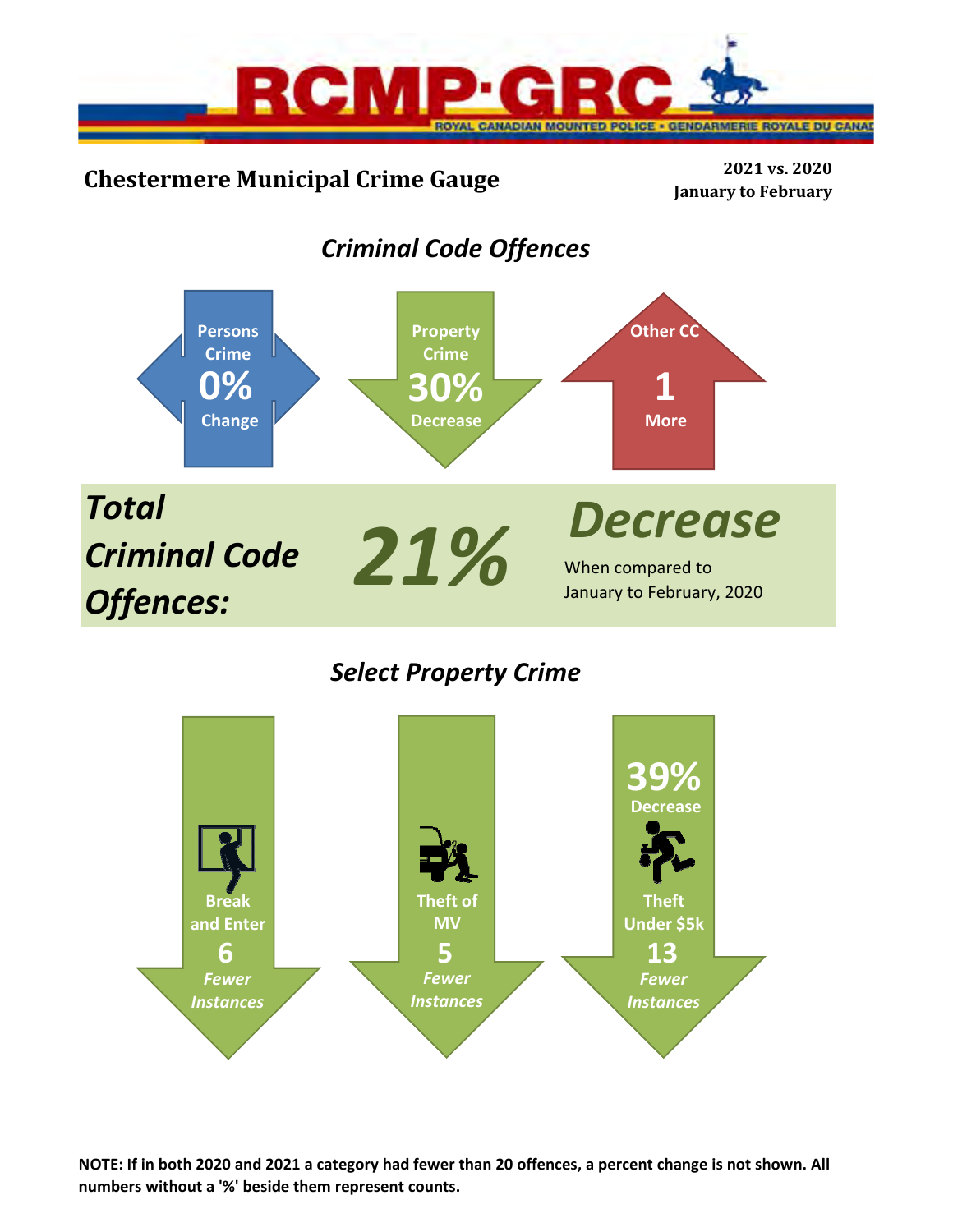RCMP·GRC

ROYAL CANADIAN MOUNTED POLICE • GENDARMERIE ROYALE DU CANADA

# Chestermere Municipal Crime Gauge

**2021 vs. 2020**
**January to February**

## *Criminal Code Offences*

**Persons Crime**
**0%**
**Change**

**Property Crime**
**30%**
**Decrease**

**Other CC**
**1**
**More**

***Total Criminal Code Offences:*** ***21%*** ***Decrease***

When compared to January to February, 2020

## *Select Property Crime*

**Break and Enter**
**6**
***Fewer Instances***

**Theft of MV**
**5**
***Fewer Instances***

**39%**
**Decrease**

**Theft Under $5k**
**13**
***Fewer Instances***

**NOTE: If in both 2020 and 2021 a category had fewer than 20 offences, a percent change is not shown. All numbers without a '%' beside them represent counts.**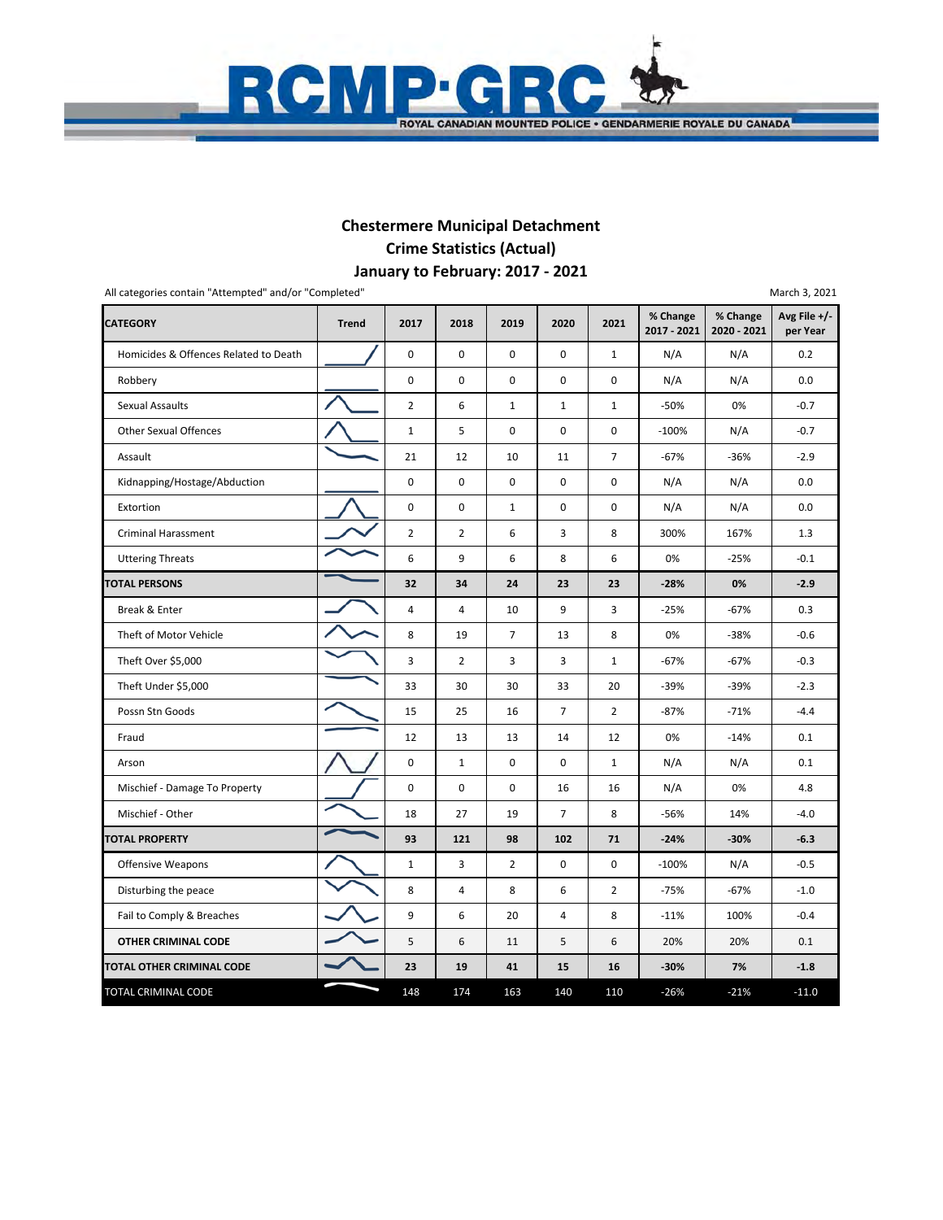# Chestermere Municipal Detachment
## Crime Statistics (Actual)
## January to February: 2017 - 2021

All categories contain "Attempted" and/or "Completed"

March 3, 2021

| CATEGORY | Trend | 2017 | 2018 | 2019 | 2020 | 2021 | % Change 2017 - 2021 | % Change 2020 - 2021 | Avg File +/- per Year |
|---|---|---|---|---|---|---|---|---|---|
| Homicides & Offences Related to Death | | 0 | 0 | 0 | 0 | 1 | N/A | N/A | 0.2 |
| Robbery | | 0 | 0 | 0 | 0 | 0 | N/A | N/A | 0.0 |
| Sexual Assaults | | 2 | 6 | 1 | 1 | 1 | -50% | 0% | -0.7 |
| Other Sexual Offences | | 1 | 5 | 0 | 0 | 0 | -100% | N/A | -0.7 |
| Assault | | 21 | 12 | 10 | 11 | 7 | -67% | -36% | -2.9 |
| Kidnapping/Hostage/Abduction | | 0 | 0 | 0 | 0 | 0 | N/A | N/A | 0.0 |
| Extortion | | 0 | 0 | 1 | 0 | 0 | N/A | N/A | 0.0 |
| Criminal Harassment | | 2 | 2 | 6 | 3 | 8 | 300% | 167% | 1.3 |
| Uttering Threats | | 6 | 9 | 6 | 8 | 6 | 0% | -25% | -0.1 |
| **TOTAL PERSONS** | | **32** | **34** | **24** | **23** | **23** | **-28%** | **0%** | **-2.9** |
| Break & Enter | | 4 | 4 | 10 | 9 | 3 | -25% | -67% | 0.3 |
| Theft of Motor Vehicle | | 8 | 19 | 7 | 13 | 8 | 0% | -38% | -0.6 |
| Theft Over $5,000 | | 3 | 2 | 3 | 3 | 1 | -67% | -67% | -0.3 |
| Theft Under $5,000 | | 33 | 30 | 30 | 33 | 20 | -39% | -39% | -2.3 |
| Possn Stn Goods | | 15 | 25 | 16 | 7 | 2 | -87% | -71% | -4.4 |
| Fraud | | 12 | 13 | 13 | 14 | 12 | 0% | -14% | 0.1 |
| Arson | | 0 | 1 | 0 | 0 | 1 | N/A | N/A | 0.1 |
| Mischief - Damage To Property | | 0 | 0 | 0 | 16 | 16 | N/A | 0% | 4.8 |
| Mischief - Other | | 18 | 27 | 19 | 7 | 8 | -56% | 14% | -4.0 |
| **TOTAL PROPERTY** | | **93** | **121** | **98** | **102** | **71** | **-24%** | **-30%** | **-6.3** |
| Offensive Weapons | | 1 | 3 | 2 | 0 | 0 | -100% | N/A | -0.5 |
| Disturbing the peace | | 8 | 4 | 8 | 6 | 2 | -75% | -67% | -1.0 |
| Fail to Comply & Breaches | | 9 | 6 | 20 | 4 | 8 | -11% | 100% | -0.4 |
| **OTHER CRIMINAL CODE** | | 5 | 6 | 11 | 5 | 6 | 20% | 20% | 0.1 |
| **TOTAL OTHER CRIMINAL CODE** | | **23** | **19** | **41** | **15** | **16** | **-30%** | **7%** | **-1.8** |
| TOTAL CRIMINAL CODE | | 148 | 174 | 163 | 140 | 110 | -26% | -21% | -11.0 |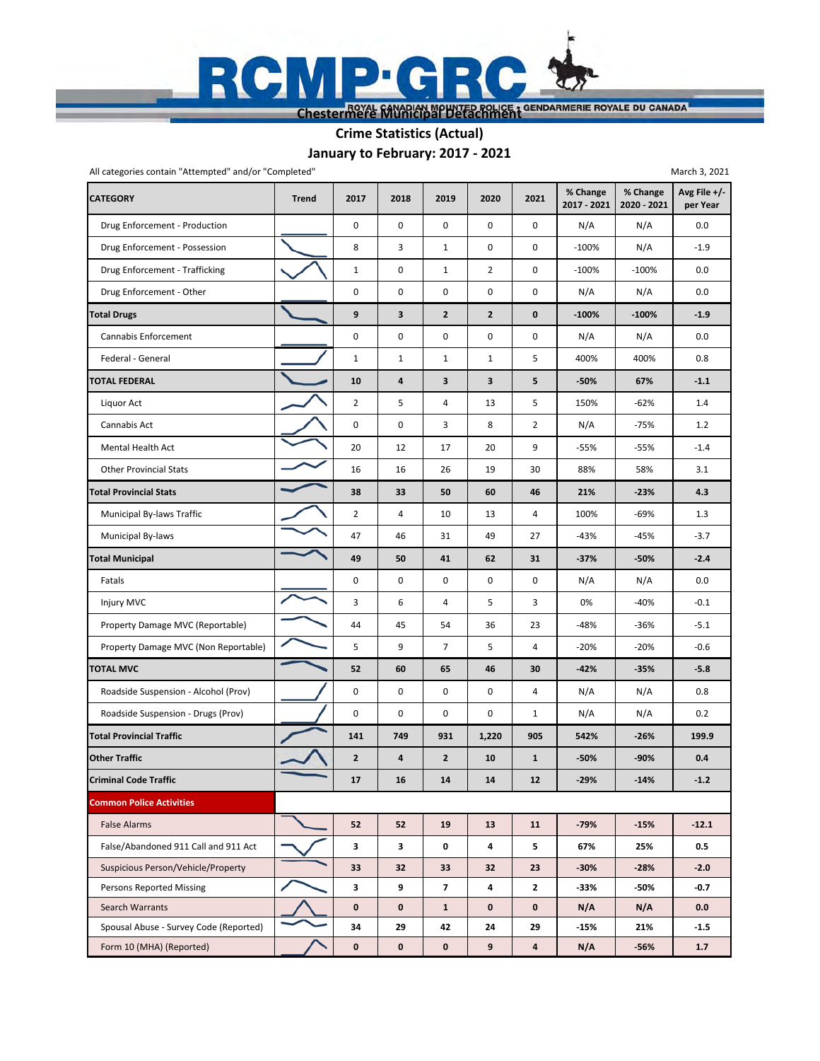# RCMP·GRC

ROYAL CANADIAN MOUNTED POLICE · GENDARMERIE ROYALE DU CANADA

## Chestermere Municipal Detachment

### Crime Statistics (Actual)

### January to February: 2017 - 2021

All categories contain "Attempted" and/or "Completed"

March 3, 2021

| CATEGORY | Trend | 2017 | 2018 | 2019 | 2020 | 2021 | % Change 2017 - 2021 | % Change 2020 - 2021 | Avg File +/- per Year |
|---|---|---|---|---|---|---|---|---|---|
| Drug Enforcement - Production | | 0 | 0 | 0 | 0 | 0 | N/A | N/A | 0.0 |
| Drug Enforcement - Possession | | 8 | 3 | 1 | 0 | 0 | -100% | N/A | -1.9 |
| Drug Enforcement - Trafficking | | 1 | 0 | 1 | 2 | 0 | -100% | -100% | 0.0 |
| Drug Enforcement - Other | | 0 | 0 | 0 | 0 | 0 | N/A | N/A | 0.0 |
| **Total Drugs** | | **9** | **3** | **2** | **2** | **0** | **-100%** | **-100%** | **-1.9** |
| Cannabis Enforcement | | 0 | 0 | 0 | 0 | 0 | N/A | N/A | 0.0 |
| Federal - General | | 1 | 1 | 1 | 1 | 5 | 400% | 400% | 0.8 |
| **TOTAL FEDERAL** | | **10** | **4** | **3** | **3** | **5** | **-50%** | **67%** | **-1.1** |
| Liquor Act | | 2 | 5 | 4 | 13 | 5 | 150% | -62% | 1.4 |
| Cannabis Act | | 0 | 0 | 3 | 8 | 2 | N/A | -75% | 1.2 |
| Mental Health Act | | 20 | 12 | 17 | 20 | 9 | -55% | -55% | -1.4 |
| Other Provincial Stats | | 16 | 16 | 26 | 19 | 30 | 88% | 58% | 3.1 |
| **Total Provincial Stats** | | **38** | **33** | **50** | **60** | **46** | **21%** | **-23%** | **4.3** |
| Municipal By-laws Traffic | | 2 | 4 | 10 | 13 | 4 | 100% | -69% | 1.3 |
| Municipal By-laws | | 47 | 46 | 31 | 49 | 27 | -43% | -45% | -3.7 |
| **Total Municipal** | | **49** | **50** | **41** | **62** | **31** | **-37%** | **-50%** | **-2.4** |
| Fatals | | 0 | 0 | 0 | 0 | 0 | N/A | N/A | 0.0 |
| Injury MVC | | 3 | 6 | 4 | 5 | 3 | 0% | -40% | -0.1 |
| Property Damage MVC (Reportable) | | 44 | 45 | 54 | 36 | 23 | -48% | -36% | -5.1 |
| Property Damage MVC (Non Reportable) | | 5 | 9 | 7 | 5 | 4 | -20% | -20% | -0.6 |
| **TOTAL MVC** | | **52** | **60** | **65** | **46** | **30** | **-42%** | **-35%** | **-5.8** |
| Roadside Suspension - Alcohol (Prov) | | 0 | 0 | 0 | 0 | 4 | N/A | N/A | 0.8 |
| Roadside Suspension - Drugs (Prov) | | 0 | 0 | 0 | 0 | 1 | N/A | N/A | 0.2 |
| **Total Provincial Traffic** | | **141** | **749** | **931** | **1,220** | **905** | **542%** | **-26%** | **199.9** |
| **Other Traffic** | | **2** | **4** | **2** | **10** | **1** | **-50%** | **-90%** | **0.4** |
| **Criminal Code Traffic** | | **17** | **16** | **14** | **14** | **12** | **-29%** | **-14%** | **-1.2** |
| **Common Police Activities** | | | | | | | | | |
| False Alarms | | 52 | 52 | 19 | 13 | 11 | -79% | -15% | -12.1 |
| False/Abandoned 911 Call and 911 Act | | 3 | 3 | 0 | 4 | 5 | 67% | 25% | 0.5 |
| Suspicious Person/Vehicle/Property | | 33 | 32 | 33 | 32 | 23 | -30% | -28% | -2.0 |
| Persons Reported Missing | | 3 | 9 | 7 | 4 | 2 | -33% | -50% | -0.7 |
| Search Warrants | | 0 | 0 | 1 | 0 | 0 | N/A | N/A | 0.0 |
| Spousal Abuse - Survey Code (Reported) | | 34 | 29 | 42 | 24 | 29 | -15% | 21% | -1.5 |
| Form 10 (MHA) (Reported) | | 0 | 0 | 0 | 9 | 4 | N/A | -56% | 1.7 |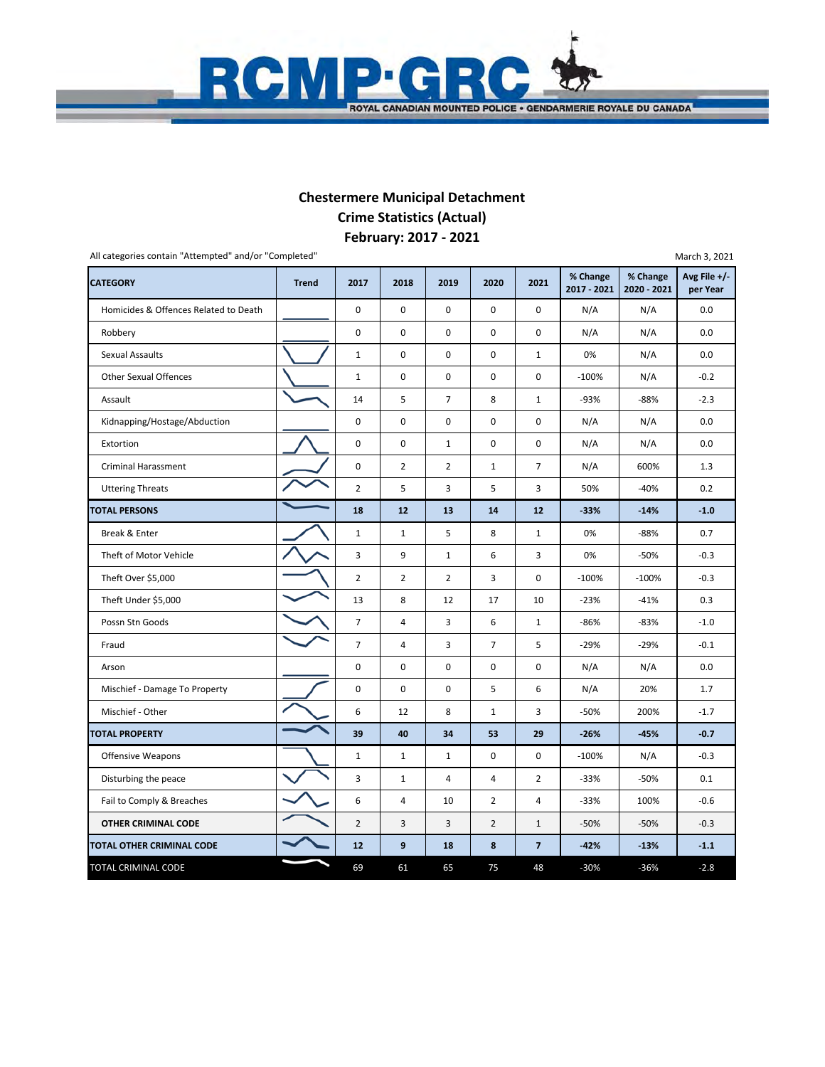# Chestermere Municipal Detachment
## Crime Statistics (Actual)
## February: 2017 - 2021

All categories contain "Attempted" and/or "Completed"

March 3, 2021

| CATEGORY | Trend | 2017 | 2018 | 2019 | 2020 | 2021 | % Change 2017 - 2021 | % Change 2020 - 2021 | Avg File +/- per Year |
|---|---|---|---|---|---|---|---|---|---|
| Homicides & Offences Related to Death | | 0 | 0 | 0 | 0 | 0 | N/A | N/A | 0.0 |
| Robbery | | 0 | 0 | 0 | 0 | 0 | N/A | N/A | 0.0 |
| Sexual Assaults | | 1 | 0 | 0 | 0 | 1 | 0% | N/A | 0.0 |
| Other Sexual Offences | | 1 | 0 | 0 | 0 | 0 | -100% | N/A | -0.2 |
| Assault | | 14 | 5 | 7 | 8 | 1 | -93% | -88% | -2.3 |
| Kidnapping/Hostage/Abduction | | 0 | 0 | 0 | 0 | 0 | N/A | N/A | 0.0 |
| Extortion | | 0 | 0 | 1 | 0 | 0 | N/A | N/A | 0.0 |
| Criminal Harassment | | 0 | 2 | 2 | 1 | 7 | N/A | 600% | 1.3 |
| Uttering Threats | | 2 | 5 | 3 | 5 | 3 | 50% | -40% | 0.2 |
| **TOTAL PERSONS** | | **18** | **12** | **13** | **14** | **12** | **-33%** | **-14%** | **-1.0** |
| Break & Enter | | 1 | 1 | 5 | 8 | 1 | 0% | -88% | 0.7 |
| Theft of Motor Vehicle | | 3 | 9 | 1 | 6 | 3 | 0% | -50% | -0.3 |
| Theft Over $5,000 | | 2 | 2 | 2 | 3 | 0 | -100% | -100% | -0.3 |
| Theft Under $5,000 | | 13 | 8 | 12 | 17 | 10 | -23% | -41% | 0.3 |
| Possn Stn Goods | | 7 | 4 | 3 | 6 | 1 | -86% | -83% | -1.0 |
| Fraud | | 7 | 4 | 3 | 7 | 5 | -29% | -29% | -0.1 |
| Arson | | 0 | 0 | 0 | 0 | 0 | N/A | N/A | 0.0 |
| Mischief - Damage To Property | | 0 | 0 | 0 | 5 | 6 | N/A | 20% | 1.7 |
| Mischief - Other | | 6 | 12 | 8 | 1 | 3 | -50% | 200% | -1.7 |
| **TOTAL PROPERTY** | | **39** | **40** | **34** | **53** | **29** | **-26%** | **-45%** | **-0.7** |
| Offensive Weapons | | 1 | 1 | 1 | 0 | 0 | -100% | N/A | -0.3 |
| Disturbing the peace | | 3 | 1 | 4 | 4 | 2 | -33% | -50% | 0.1 |
| Fail to Comply & Breaches | | 6 | 4 | 10 | 2 | 4 | -33% | 100% | -0.6 |
| **OTHER CRIMINAL CODE** | | 2 | 3 | 3 | 2 | 1 | -50% | -50% | -0.3 |
| **TOTAL OTHER CRIMINAL CODE** | | **12** | **9** | **18** | **8** | **7** | **-42%** | **-13%** | **-1.1** |
| TOTAL CRIMINAL CODE | | 69 | 61 | 65 | 75 | 48 | -30% | -36% | -2.8 |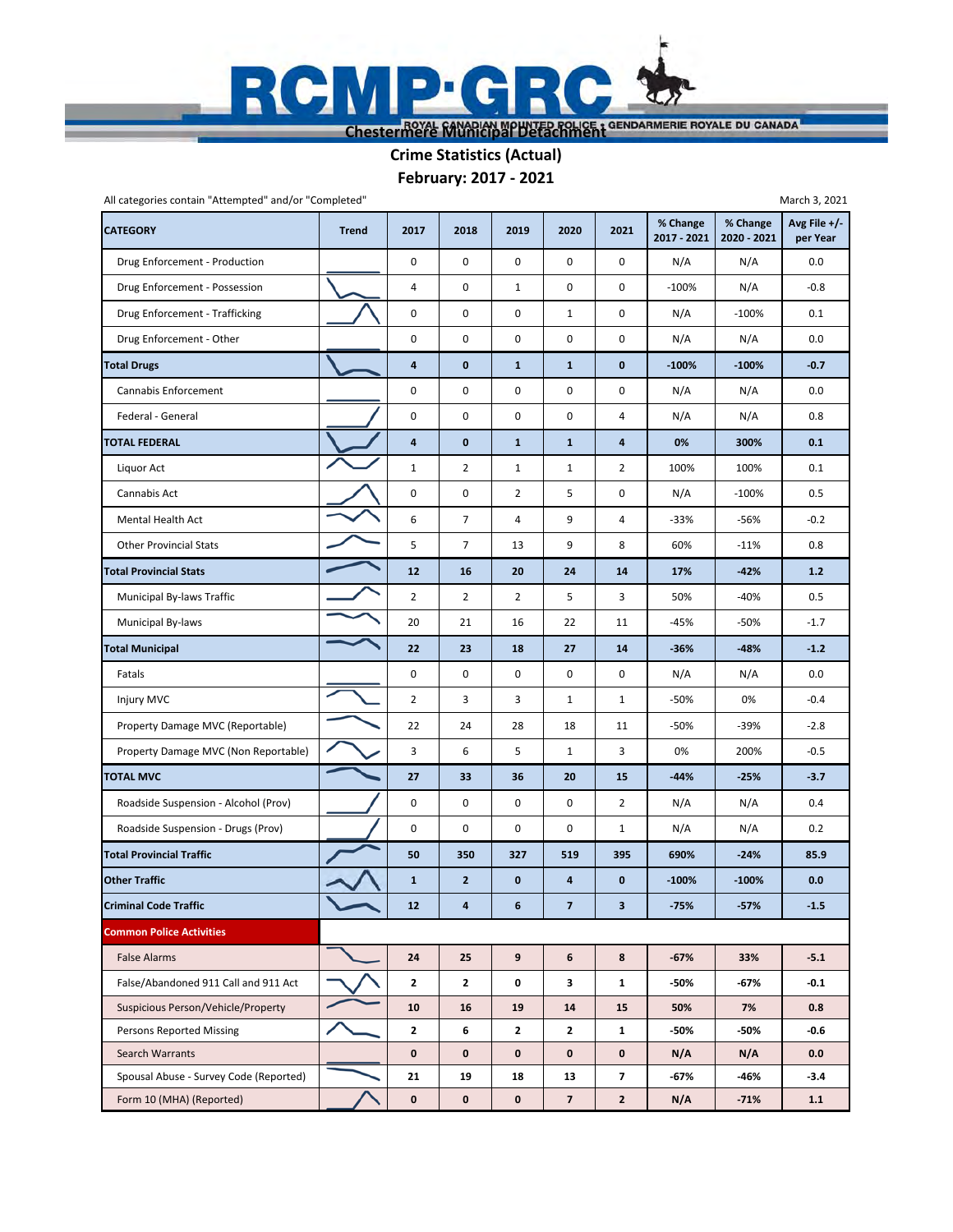# Chestermere Municipal Detachment

## Crime Statistics (Actual)

## February: 2017 - 2021

All categories contain "Attempted" and/or "Completed"

March 3, 2021

| CATEGORY | Trend | 2017 | 2018 | 2019 | 2020 | 2021 | % Change 2017 - 2021 | % Change 2020 - 2021 | Avg File +/- per Year |
|---|---|---|---|---|---|---|---|---|---|
| Drug Enforcement - Production | | 0 | 0 | 0 | 0 | 0 | N/A | N/A | 0.0 |
| Drug Enforcement - Possession | | 4 | 0 | 1 | 0 | 0 | -100% | N/A | -0.8 |
| Drug Enforcement - Trafficking | | 0 | 0 | 0 | 1 | 0 | N/A | -100% | 0.1 |
| Drug Enforcement - Other | | 0 | 0 | 0 | 0 | 0 | N/A | N/A | 0.0 |
| **Total Drugs** | | **4** | **0** | **1** | **1** | **0** | **-100%** | **-100%** | **-0.7** |
| Cannabis Enforcement | | 0 | 0 | 0 | 0 | 0 | N/A | N/A | 0.0 |
| Federal - General | | 0 | 0 | 0 | 0 | 4 | N/A | N/A | 0.8 |
| **TOTAL FEDERAL** | | **4** | **0** | **1** | **1** | **4** | **0%** | **300%** | **0.1** |
| Liquor Act | | 1 | 2 | 1 | 1 | 2 | 100% | 100% | 0.1 |
| Cannabis Act | | 0 | 0 | 2 | 5 | 0 | N/A | -100% | 0.5 |
| Mental Health Act | | 6 | 7 | 4 | 9 | 4 | -33% | -56% | -0.2 |
| Other Provincial Stats | | 5 | 7 | 13 | 9 | 8 | 60% | -11% | 0.8 |
| **Total Provincial Stats** | | **12** | **16** | **20** | **24** | **14** | **17%** | **-42%** | **1.2** |
| Municipal By-laws Traffic | | 2 | 2 | 2 | 5 | 3 | 50% | -40% | 0.5 |
| Municipal By-laws | | 20 | 21 | 16 | 22 | 11 | -45% | -50% | -1.7 |
| **Total Municipal** | | **22** | **23** | **18** | **27** | **14** | **-36%** | **-48%** | **-1.2** |
| Fatals | | 0 | 0 | 0 | 0 | 0 | N/A | N/A | 0.0 |
| Injury MVC | | 2 | 3 | 3 | 1 | 1 | -50% | 0% | -0.4 |
| Property Damage MVC (Reportable) | | 22 | 24 | 28 | 18 | 11 | -50% | -39% | -2.8 |
| Property Damage MVC (Non Reportable) | | 3 | 6 | 5 | 1 | 3 | 0% | 200% | -0.5 |
| **TOTAL MVC** | | **27** | **33** | **36** | **20** | **15** | **-44%** | **-25%** | **-3.7** |
| Roadside Suspension - Alcohol (Prov) | | 0 | 0 | 0 | 0 | 2 | N/A | N/A | 0.4 |
| Roadside Suspension - Drugs (Prov) | | 0 | 0 | 0 | 0 | 1 | N/A | N/A | 0.2 |
| **Total Provincial Traffic** | | **50** | **350** | **327** | **519** | **395** | **690%** | **-24%** | **85.9** |
| **Other Traffic** | | **1** | **2** | **0** | **4** | **0** | **-100%** | **-100%** | **0.0** |
| **Criminal Code Traffic** | | **12** | **4** | **6** | **7** | **3** | **-75%** | **-57%** | **-1.5** |
| **Common Police Activities** | | | | | | | | | |
| False Alarms | | **24** | **25** | **9** | **6** | **8** | **-67%** | **33%** | **-5.1** |
| False/Abandoned 911 Call and 911 Act | | **2** | **2** | **0** | **3** | **1** | **-50%** | **-67%** | **-0.1** |
| Suspicious Person/Vehicle/Property | | **10** | **16** | **19** | **14** | **15** | **50%** | **7%** | **0.8** |
| Persons Reported Missing | | **2** | **6** | **2** | **2** | **1** | **-50%** | **-50%** | **-0.6** |
| Search Warrants | | **0** | **0** | **0** | **0** | **0** | **N/A** | **N/A** | **0.0** |
| Spousal Abuse - Survey Code (Reported) | | **21** | **19** | **18** | **13** | **7** | **-67%** | **-46%** | **-3.4** |
| Form 10 (MHA) (Reported) | | **0** | **0** | **0** | **7** | **2** | **N/A** | **-71%** | **1.1** |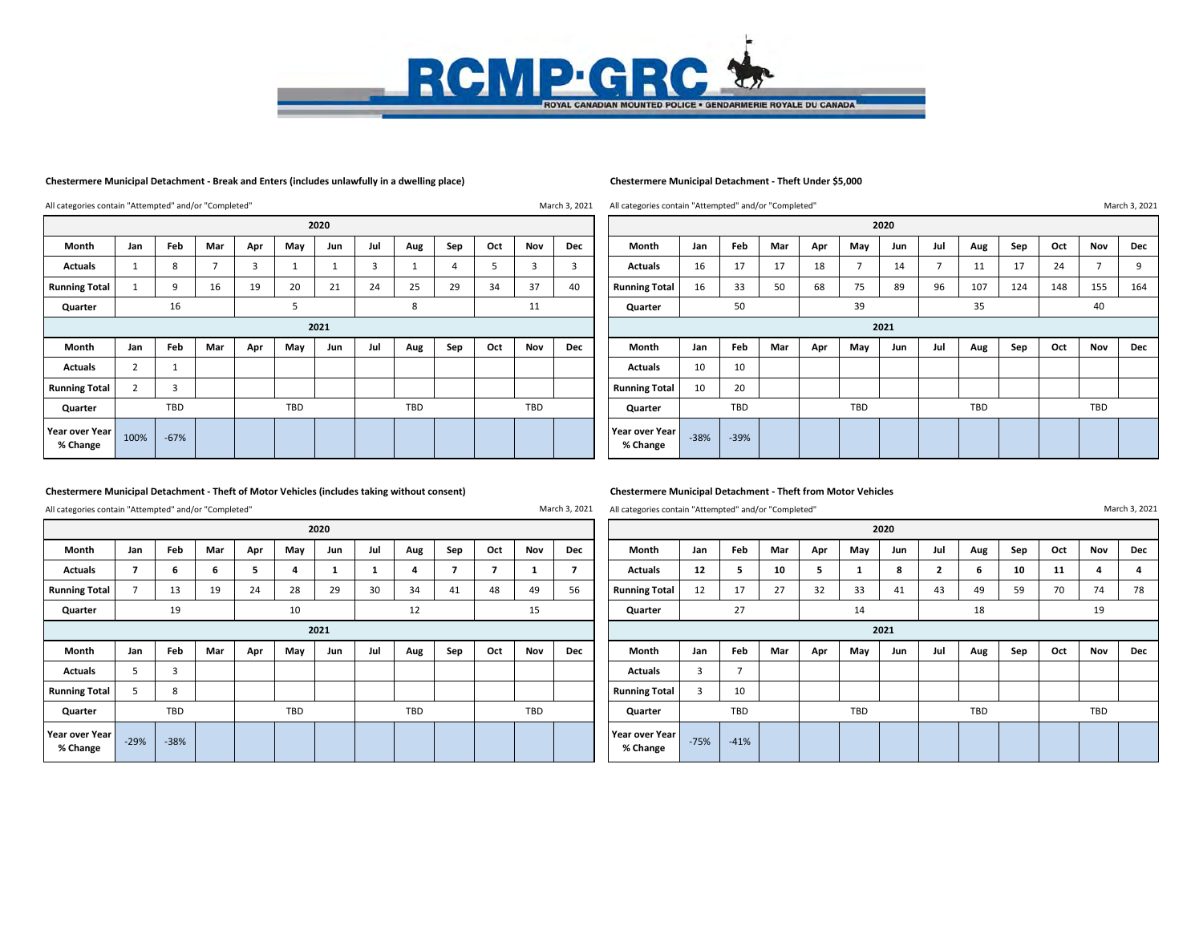RCMP·GRC

ROYAL CANADIAN MOUNTED POLICE • GENDARMERIE ROYALE DU CANADA

### Chestermere Municipal Detachment - Break and Enters (includes unlawfully in a dwelling place)

All categories contain "Attempted" and/or "Completed"

March 3, 2021

| 2020 | | | | | | | | | | | | |
|---|---|---|---|---|---|---|---|---|---|---|---|---|
| **Month** | **Jan** | **Feb** | **Mar** | **Apr** | **May** | **Jun** | **Jul** | **Aug** | **Sep** | **Oct** | **Nov** | **Dec** |
| **Actuals** | 1 | 8 | 7 | 3 | 1 | 1 | 3 | 1 | 4 | 5 | 3 | 3 |
| **Running Total** | 1 | 9 | 16 | 19 | 20 | 21 | 24 | 25 | 29 | 34 | 37 | 40 |
| **Quarter** | 16 | | | 5 | | | 8 | | | 11 | | |
| **2021** | | | | | | | | | | | | |
| **Month** | **Jan** | **Feb** | **Mar** | **Apr** | **May** | **Jun** | **Jul** | **Aug** | **Sep** | **Oct** | **Nov** | **Dec** |
| **Actuals** | 2 | 1 | | | | | | | | | | |
| **Running Total** | 2 | 3 | | | | | | | | | | |
| **Quarter** | TBD | | | TBD | | | TBD | | | TBD | | |
| **Year over Year % Change** | 100% | -67% | | | | | | | | | | |

### Chestermere Municipal Detachment - Theft Under $5,000

All categories contain "Attempted" and/or "Completed"

March 3, 2021

| 2020 | | | | | | | | | | | | |
|---|---|---|---|---|---|---|---|---|---|---|---|---|
| **Month** | **Jan** | **Feb** | **Mar** | **Apr** | **May** | **Jun** | **Jul** | **Aug** | **Sep** | **Oct** | **Nov** | **Dec** |
| **Actuals** | 16 | 17 | 17 | 18 | 7 | 14 | 7 | 11 | 17 | 24 | 7 | 9 |
| **Running Total** | 16 | 33 | 50 | 68 | 75 | 89 | 96 | 107 | 124 | 148 | 155 | 164 |
| **Quarter** | 50 | | | 39 | | | 35 | | | 40 | | |
| **2021** | | | | | | | | | | | | |
| **Month** | **Jan** | **Feb** | **Mar** | **Apr** | **May** | **Jun** | **Jul** | **Aug** | **Sep** | **Oct** | **Nov** | **Dec** |
| **Actuals** | 10 | 10 | | | | | | | | | | |
| **Running Total** | 10 | 20 | | | | | | | | | | |
| **Quarter** | TBD | | | TBD | | | TBD | | | TBD | | |
| **Year over Year % Change** | -38% | -39% | | | | | | | | | | |

### Chestermere Municipal Detachment - Theft of Motor Vehicles (includes taking without consent)

All categories contain "Attempted" and/or "Completed"

March 3, 2021

| 2020 | | | | | | | | | | | | |
|---|---|---|---|---|---|---|---|---|---|---|---|---|
| **Month** | **Jan** | **Feb** | **Mar** | **Apr** | **May** | **Jun** | **Jul** | **Aug** | **Sep** | **Oct** | **Nov** | **Dec** |
| **Actuals** | **7** | **6** | **6** | **5** | **4** | **1** | **1** | **4** | **7** | **7** | **1** | **7** |
| **Running Total** | 7 | 13 | 19 | 24 | 28 | 29 | 30 | 34 | 41 | 48 | 49 | 56 |
| **Quarter** | 19 | | | 10 | | | 12 | | | 15 | | |
| **2021** | | | | | | | | | | | | |
| **Month** | **Jan** | **Feb** | **Mar** | **Apr** | **May** | **Jun** | **Jul** | **Aug** | **Sep** | **Oct** | **Nov** | **Dec** |
| **Actuals** | 5 | 3 | | | | | | | | | | |
| **Running Total** | 5 | 8 | | | | | | | | | | |
| **Quarter** | TBD | | | TBD | | | TBD | | | TBD | | |
| **Year over Year % Change** | -29% | -38% | | | | | | | | | | |

### Chestermere Municipal Detachment - Theft from Motor Vehicles

All categories contain "Attempted" and/or "Completed"

March 3, 2021

| 2020 | | | | | | | | | | | | |
|---|---|---|---|---|---|---|---|---|---|---|---|---|
| **Month** | **Jan** | **Feb** | **Mar** | **Apr** | **May** | **Jun** | **Jul** | **Aug** | **Sep** | **Oct** | **Nov** | **Dec** |
| **Actuals** | **12** | **5** | **10** | **5** | **1** | **8** | **2** | **6** | **10** | **11** | **4** | **4** |
| **Running Total** | 12 | 17 | 27 | 32 | 33 | 41 | 43 | 49 | 59 | 70 | 74 | 78 |
| **Quarter** | 27 | | | 14 | | | 18 | | | 19 | | |
| **2021** | | | | | | | | | | | | |
| **Month** | **Jan** | **Feb** | **Mar** | **Apr** | **May** | **Jun** | **Jul** | **Aug** | **Sep** | **Oct** | **Nov** | **Dec** |
| **Actuals** | 3 | 7 | | | | | | | | | | |
| **Running Total** | 3 | 10 | | | | | | | | | | |
| **Quarter** | TBD | | | TBD | | | TBD | | | TBD | | |
| **Year over Year % Change** | -75% | -41% | | | | | | | | | | |